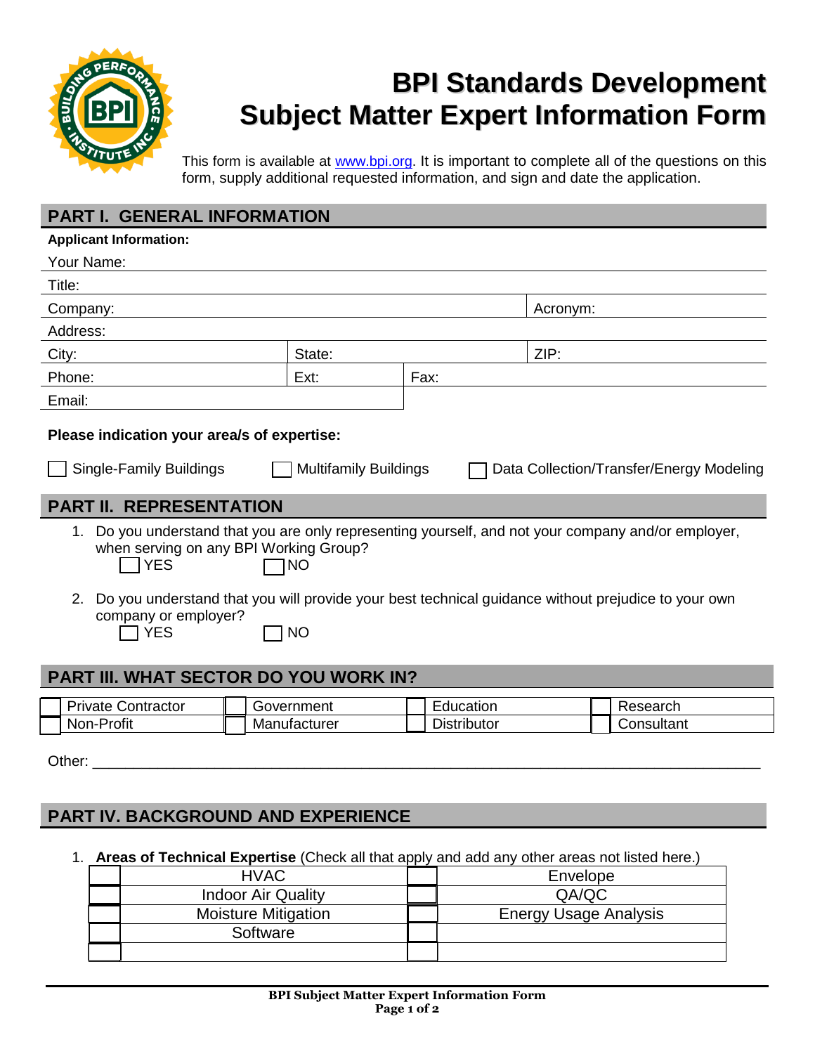# BPI Standards Development
# Subject Matter Expert Information Form

This form is available at www.bpi.org. It is important to complete all of the questions on this form, supply additional requested information, and sign and date the application.

## PART I. GENERAL INFORMATION

**Applicant Information:**

Your Name:

Title:

| Company: | Acronym: |
|---|---|

Address:

| City: | State: | ZIP: |
|---|---|---|

| Phone: | Ext: | Fax: |
|---|---|---|

Email:

**Please indication your area/s of expertise:**

☐ Single-Family Buildings ☐ Multifamily Buildings ☐ Data Collection/Transfer/Energy Modeling

## PART II. REPRESENTATION

1. Do you understand that you are only representing yourself, and not your company and/or employer, when serving on any BPI Working Group?
   ☐ YES ☐ NO

2. Do you understand that you will provide your best technical guidance without prejudice to your own company or employer?
   ☐ YES ☐ NO

## PART III. WHAT SECTOR DO YOU WORK IN?

| | | | | | | | |
|---|---|---|---|---|---|---|---|
| ☐ | Private Contractor | ☐ | Government | ☐ | Education | ☐ | Research |
| ☐ | Non-Profit | ☐ | Manufacturer | ☐ | Distributor | ☐ | Consultant |

Other: ___________________________________________________________

## PART IV. BACKGROUND AND EXPERIENCE

1. **Areas of Technical Expertise** (Check all that apply and add any other areas not listed here.)

| | | | |
|---|---|---|---|
| ☐ | HVAC | ☐ | Envelope |
| ☐ | Indoor Air Quality | ☐ | QA/QC |
| ☐ | Moisture Mitigation | ☐ | Energy Usage Analysis |
| ☐ | Software | ☐ | |
| ☐ | | ☐ | |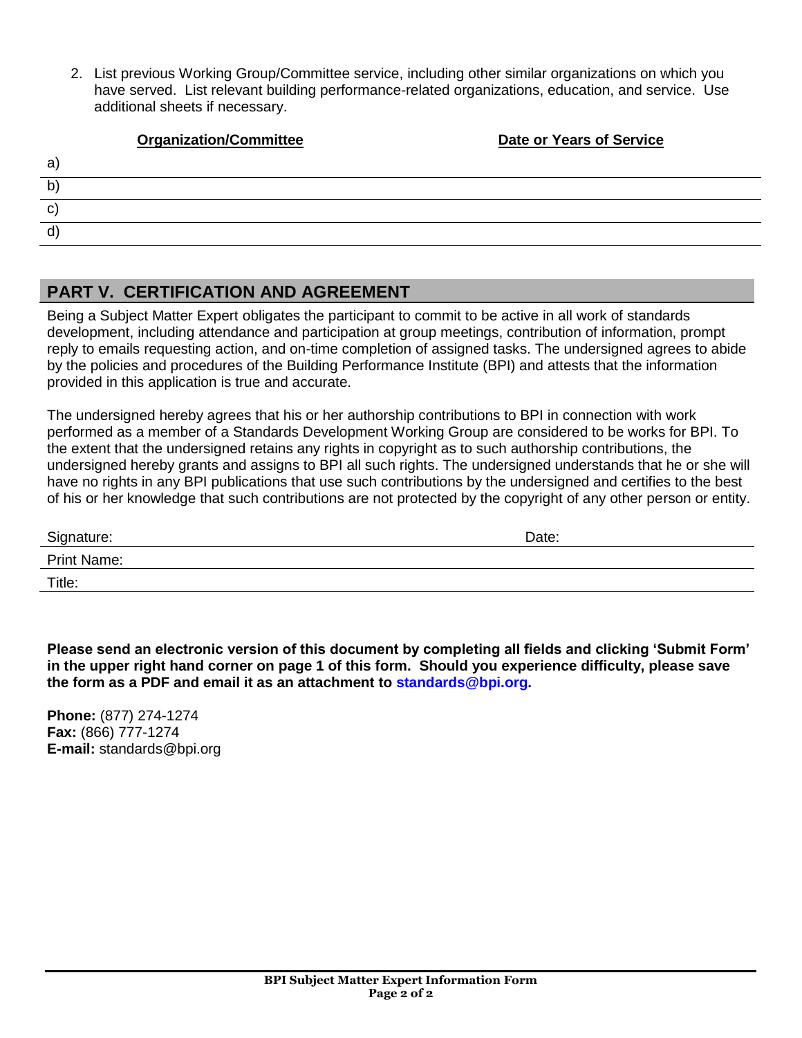2. List previous Working Group/Committee service, including other similar organizations on which you have served. List relevant building performance-related organizations, education, and service. Use additional sheets if necessary.

| | Organization/Committee | Date or Years of Service |
|---|---|---|
| a) | | |
| b) | | |
| c) | | |
| d) | | |

## PART V. CERTIFICATION AND AGREEMENT

Being a Subject Matter Expert obligates the participant to commit to be active in all work of standards development, including attendance and participation at group meetings, contribution of information, prompt reply to emails requesting action, and on-time completion of assigned tasks. The undersigned agrees to abide by the policies and procedures of the Building Performance Institute (BPI) and attests that the information provided in this application is true and accurate.

The undersigned hereby agrees that his or her authorship contributions to BPI in connection with work performed as a member of a Standards Development Working Group are considered to be works for BPI. To the extent that the undersigned retains any rights in copyright as to such authorship contributions, the undersigned hereby grants and assigns to BPI all such rights. The undersigned understands that he or she will have no rights in any BPI publications that use such contributions by the undersigned and certifies to the best of his or her knowledge that such contributions are not protected by the copyright of any other person or entity.

Signature: Date:

Print Name:

Title:

**Please send an electronic version of this document by completing all fields and clicking 'Submit Form' in the upper right hand corner on page 1 of this form. Should you experience difficulty, please save the form as a PDF and email it as an attachment to standards@bpi.org.**

**Phone:** (877) 274-1274
**Fax:** (866) 777-1274
**E-mail:** standards@bpi.org